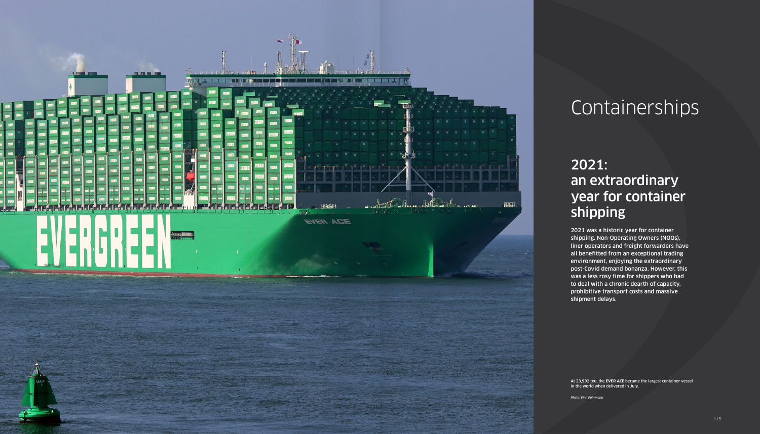# Containerships

## 2021: an extraordinary year for container shipping

**2021 was a historic year for container shipping. Non-Operating Owners (NOOs), liner operators and freight forwarders have all benefitted from an exceptional trading environment, enjoying the extraordinary post-Covid demand bonanza. However, this was a less rosy time for shippers who had to deal with a chronic dearth of capacity, prohibitive transport costs and massive shipment delays.**

At 23,992 teu, the **EVER ACE** became the largest container vessel in the world when delivered in July.

*Photo: Finn Fuhrmann*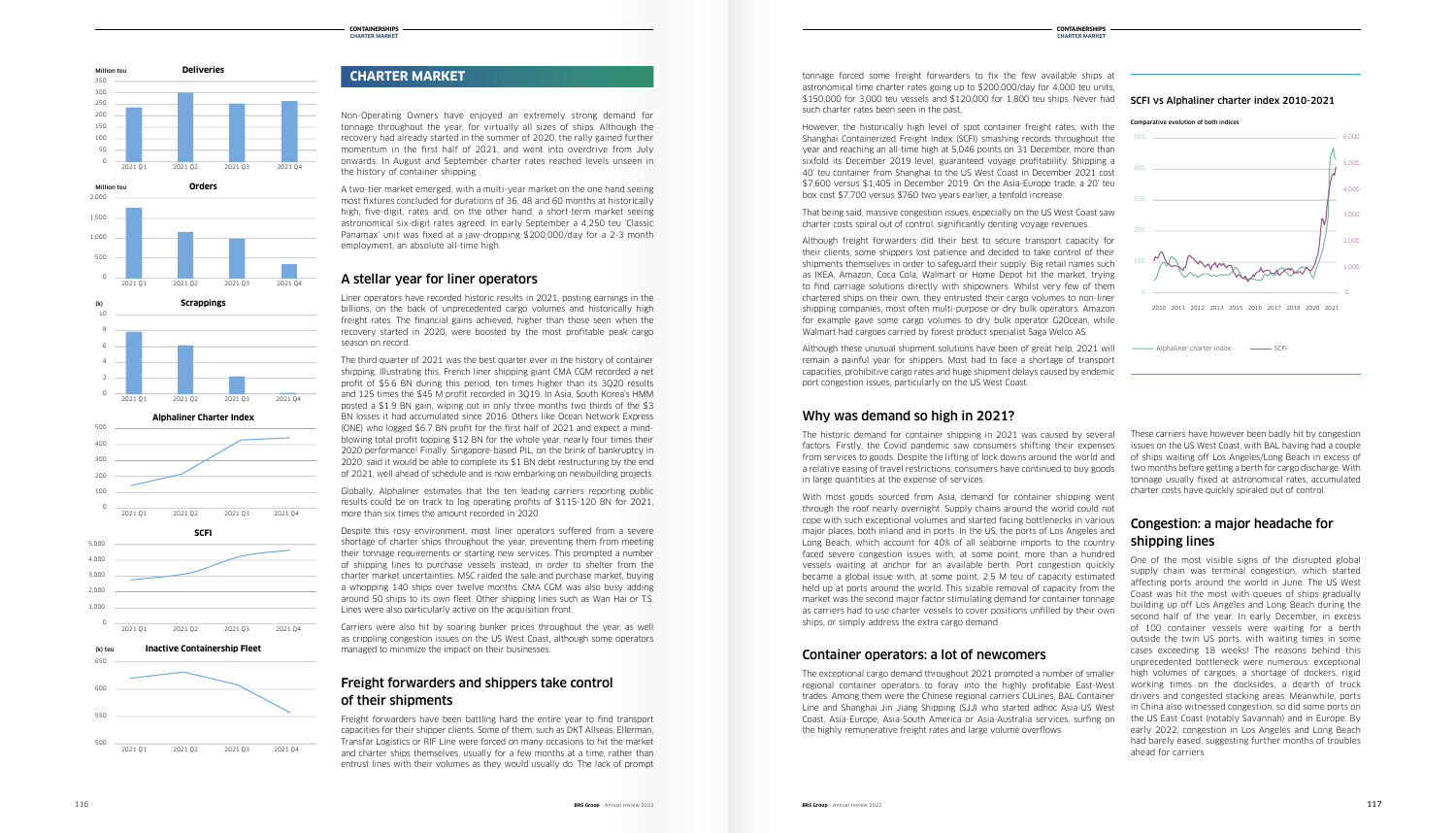## CHARTER MARKET

Non-Operating Owners have enjoyed an extremely strong demand for tonnage throughout the year, for virtually all sizes of ships. Although the recovery had already started in the summer of 2020, the rally gained further momentum in the first half of 2021, and went into overdrive from July onwards. In August and September charter rates reached levels unseen in the history of container shipping.

A two-tier market emerged, with a multi-year market on the one hand seeing most fixtures concluded for durations of 36, 48 and 60 months at historically high, five-digit, rates and, on the other hand, a short-term market seeing astronomical six-digit rates agreed. In early September a 4,250 teu 'Classic Panamax' unit was fixed at a jaw-dropping $200,000/day for a 2-3 month employment, an absolute all-time high.

### A stellar year for liner operators

Liner operators have recorded historic results in 2021, posting earnings in the billions, on the back of unprecedented cargo volumes and historically high freight rates. The financial gains achieved, higher than those seen when the recovery started in 2020, were boosted by the most profitable peak cargo season on record.

The third quarter of 2021 was the best quarter ever in the history of container shipping. Illustrating this, French liner shipping giant CMA CGM recorded a net profit of $5.6 BN during this period, ten times higher than its 3Q20 results and 125 times the $45 M profit recorded in 3Q19. In Asia, South Korea's HMM posted a $1.9 BN gain, wiping out in only three months two thirds of the $3 BN losses it had accumulated since 2016. Others like Ocean Network Express (ONE) who logged $6.7 BN profit for the first half of 2021 and expect a mind-blowing total profit topping $12 BN for the whole year, nearly four times their 2020 performance! Finally, Singapore-based PIL, on the brink of bankruptcy in 2020, said it would be able to complete its $1 BN debt restructuring by the end of 2021, well ahead of schedule and is now embarking on newbuilding projects.

Globally, Alphaliner estimates that the ten leading carriers reporting public results could be on track to log operating profits of $115-120 BN for 2021, more than six times the amount recorded in 2020.

Despite this rosy environment, most liner operators suffered from a severe shortage of charter ships throughout the year, preventing them from meeting their tonnage requirements or starting new services. This prompted a number of shipping lines to purchase vessels instead, in order to shelter from the charter market uncertainties. MSC raided the sale and purchase market, buying a whopping 140 ships over twelve months. CMA CGM was also busy adding around 50 ships to its own fleet. Other shipping lines such as Wan Hai or T.S. Lines were also particularly active on the acquisition front.

Carriers were also hit by soaring bunker prices throughout the year, as well as crippling congestion issues on the US West Coast, although some operators managed to minimize the impact on their businesses.

### Freight forwarders and shippers take control of their shipments

Freight forwarders have been battling hard the entire year to find transport capacities for their shipper clients. Some of them, such as DKT Allseas, Ellerman, Transfar Logistics or RIF Line were forced on many occasions to hit the market and charter ships themselves, usually for a few months at a time, rather than entrust lines with their volumes as they would usually do. The lack of prompt tonnage forced some freight forwarders to fix the few available ships at astronomical time charter rates going up to $200,000/day for 4,000 teu units, $150,000 for 3,000 teu vessels and $120,000 for 1,800 teu ships. Never had such charter rates been seen in the past.

However, the historically high level of spot container freight rates, with the Shanghai Containerized Freight Index (SCFI) smashing records throughout the year and reaching an all-time high at 5,046 points on 31 December, more than sixfold its December 2019 level, guaranteed voyage profitability. Shipping a 40' teu container from Shanghai to the US West Coast in December 2021 cost $7,600 versus $1,405 in December 2019. On the Asia-Europe trade, a 20' teu box cost $7,700 versus $760 two years earlier, a tenfold increase.

That being said, massive congestion issues, especially on the US West Coast saw charter costs spiral out of control, significantly denting voyage revenues.

Although freight forwarders did their best to secure transport capacity for their clients, some shippers lost patience and decided to take control of their shipments themselves in order to safeguard their supply. Big retail names such as IKEA, Amazon, Coca Cola, Walmart or Home Depot hit the market, trying to find carriage solutions directly with shipowners. Whilst very few of them chartered ships on their own, they entrusted their cargo volumes to non-liner shipping companies, most often multi-purpose or dry bulk operators. Amazon for example gave some cargo volumes to dry bulk operator G2Ocean, while Walmart had cargoes carried by forest product specialist Saga Welco AS.

Although these unusual shipment solutions have been of great help, 2021 will remain a painful year for shippers. Most had to face a shortage of transport capacities, prohibitive cargo rates and huge shipment delays caused by endemic port congestion issues, particularly on the US West Coast.

### Why was demand so high in 2021?

The historic demand for container shipping in 2021 was caused by several factors. Firstly, the Covid pandemic saw consumers shifting their expenses from services to goods. Despite the lifting of lock downs around the world and a relative easing of travel restrictions, consumers have continued to buy goods in large quantities at the expense of services.

With most goods sourced from Asia, demand for container shipping went through the roof nearly overnight. Supply chains around the world could not cope with such exceptional volumes and started facing bottlenecks in various major places, both inland and in ports. In the US, the ports of Los Angeles and Long Beach, which account for 40% of all seaborne imports to the country faced severe congestion issues with, at some point, more than a hundred vessels waiting at anchor for an available berth. Port congestion quickly became a global issue as well, at some point, 2.5 M teu of capacity estimated held up at ports around the world. This sizable removal of capacity from the market was the second major factor stimulating demand for container tonnage as carriers had to use charter vessels to cover positions unfilled by their own ships, or simply address the extra cargo demand.

### Container operators: a lot of newcomers

The exceptional cargo demand throughout 2021 prompted a number of smaller regional container operators to foray into the highly profitable East-West trades. Among them were the Chinese regional carriers CULines, BAL Container Line and Shanghai Jin Jiang Shipping (SJJ) who started adhoc Asia-US West Coast, Asia-Europe, Asia-South America or Asia-Australia services, surfing on the highly remunerative freight rates and large volume overflows.

These carriers have however been badly hit by congestion issues on the US West Coast, with BAL having had a couple of ships waiting off Los Angeles/Long Beach in excess of two months before getting a berth for cargo discharge. With tonnage usually fixed at astronomical rates, accumulated charter costs have quickly spiraled out of control.

### Congestion: a major headache for shipping lines

One of the most visible signs of the disrupted global supply chain was terminal congestion, which started affecting ports around the world in June. The US West Coast was hit the most with queues of ships gradually building up off Los Angeles and Long Beach during the second half of the year. In early December, in excess of 100 container vessels were waiting for a berth outside the twin US ports, with waiting times in some cases exceeding 18 weeks! The reasons behind this unprecedented bottleneck were numerous: exceptional high volumes of cargoes, a shortage of dockers, rigid working times on the docksides, a dearth of truck drivers and congested stacking areas. Meanwhile, ports in China also witnessed congestion, so did some ports on the US East Coast (notably Savannah) and in Europe. By early 2022, congestion in Los Angeles and Long Beach had barely eased, suggesting further months of troubles ahead for carriers.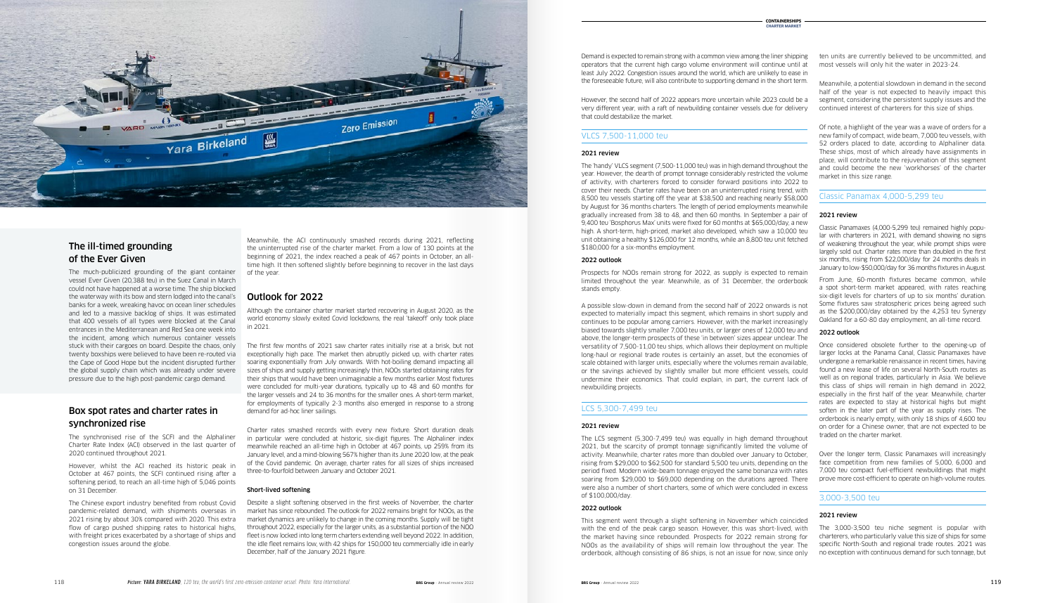## The ill-timed grounding of the Ever Given

The much-publicized grounding of the giant container vessel Ever Given (20,388 teu) in the Suez Canal in March could not have happened at a worse time. The ship blocked the waterway with its bow and stern lodged into the canal's banks for a week, wreaking havoc on ocean liner schedules and led to a massive backlog of ships. It was estimated that 400 vessels of all types were blocked at the Canal entrances in the Mediterranean and Red Sea one week into the incident, among which numerous container vessels stuck with their cargoes on board. Despite the chaos, only twenty boxships were believed to have been re-routed via the Cape of Good Hope but the incident disrupted further the global supply chain which was already under severe pressure due to the high post-pandemic cargo demand.

## Box spot rates and charter rates in synchronized rise

The synchronised rise of the SCFI and the Alphaliner Charter Rate Index (ACI) observed in the last quarter of 2020 continued throughout 2021.

However, whilst the ACI reached its historic peak in October at 467 points, the SCFI continued rising after a softening period, to reach an all-time high of 5,046 points on 31 December.

The Chinese export industry benefited from robust Covid pandemic-related demand, with shipments overseas in 2021 rising by about 30% compared with 2020. This extra flow of cargo pushed shipping rates to historical highs, with freight prices exacerbated by a shortage of ships and congestion issues around the globe.

Meanwhile, the ACI continuously smashed records during 2021, reflecting the uninterrupted rise of the charter market. From a low of 130 points at the beginning of 2021, the index reached a peak of 467 points in October, an all-time high. It then softened slightly before beginning to recover in the last days of the year.

## Outlook for 2022

Although the container charter market started recovering in August 2020, as the world economy slowly exited Covid lockdowns, the real 'takeoff' only took place in 2021.

The first few months of 2021 saw charter rates initially rise at a brisk, but not exceptionally high pace. The market then abruptly picked up, with charter rates soaring exponentially from July onwards. With hot-boiling demand impacting all sizes of ships and supply getting increasingly thin, NOOs started obtaining rates for their ships that would have been unimaginable a few months earlier. Most fixtures were concluded for multi-year durations, typically up to 48 and 60 months for the larger vessels and 24 to 36 months for the smaller ones. A short-term market, for employments of typically 2-3 months also emerged in response to a strong demand for ad-hoc liner sailings.

Charter rates smashed records with every new fixture. Short duration deals in particular were concluded at historic, six-digit figures. The Alphaliner index meanwhile reached an all-time high in October at 467 points, up 259% from its January level, and a mind-blowing 567% higher than its June 2020 low, at the peak of the Covid pandemic. On average, charter rates for all sizes of ships increased three-to-fourfold between January and October 2021.

### Short-lived softening

Despite a slight softening observed in the first weeks of November, the charter market has since rebounded. The outlook for 2022 remains bright for NOOs, as the market dynamics are unlikely to change in the coming months. Supply will be tight throughout 2022, especially for the larger units, as a substantial portion of the NOO fleet is now locked into long term charters extending well beyond 2022. In addition, the idle fleet remains low, with 42 ships for 150,000 teu commercially idle in early December, half of the January 2021 figure.

Picture: *YARA BIRKELAND*, 120 teu, the world's first zero-emission container vessel. Photo: Yara International

Demand is expected to remain strong with a common view among the liner shipping operators that the current high cargo volume environment will continue until at least July 2022. Congestion issues around the world, which are unlikely to ease in the foreseeable future, will also contribute to supporting demand in the short term.

However, the second half of 2022 appears more uncertain while 2023 could be a very different year, with a raft of newbuilding container vessels due for delivery that could destabilize the market.

## VLCS 7,500-11,000 teu

### 2021 review

The 'handy' VLCS segment (7,500-11,000 teu) was in high demand throughout the year. However, the dearth of prompt tonnage considerably restricted the volume of activity, with charterers forced to consider forward positions into 2022 to cover their needs. Charter rates have been on an uninterrupted rising trend, with 8,500 teu vessels starting off the year at $38,500 and reaching nearly $58,000 by August for 36 months charters. The length of period employments meanwhile gradually increased from 38 to 48, and then 60 months. In September a pair of 9,400 teu 'Bosphorus Max' units were fixed for 60 months at $65,000/day, a new high. A short-term, high-priced, market also developed, which saw a 10,000 teu unit obtaining a healthy $126,000 for 12 months, while an 8,800 teu unit fetched $180,000 for a six-months employment.

### 2022 outlook

Prospects for NOOs remain strong for 2022, as supply is expected to remain limited throughout the year. Meanwhile, as of 31 December, the orderbook stands empty.

A possible slow-down in demand from the second half of 2022 onwards is not expected to materially impact this segment, which remains in short supply and continues to be popular among carriers. However, with the market increasingly biased towards slightly smaller 7,000 teu units, or larger ones of 12,000 teu and above, the longer-term prospects of these 'in between' sizes appear unclear. The versatility of 7,500-11,00 teu ships, which allows their deployment on multiple long-haul or regional trade routes is certainly an asset, but the economies of scale obtained with larger units, especially where the volumes remain available, or the savings achieved by slightly smaller but more efficient vessels, could undermine their economics. That could explain, in part, the current lack of newbuilding projects.

## LCS 5,300-7,499 teu

### 2021 review

The LCS segment (5,300-7,499 teu) was equally in high demand throughout 2021, but the scarcity of prompt tonnage significantly limited the volume of activity. Meanwhile, charter rates more than doubled over January to October, rising from $29,000 to $62,500 for standard 5,500 teu units, depending on the period fixed. Modern wide-beam tonnage enjoyed the same bonanza with rates soaring from $29,000 to $69,000 depending on the durations agreed. There were also a number of short charters, some of which were concluded in excess of $100,000/day.

### 2022 outlook

This segment went through a slight softening in November which coincided with the end of the peak cargo season. However, this was short-lived, with the market having since rebounded. Prospects for 2022 remain strong for NOOs as the availability of ships will remain low throughout the year. The orderbook, although consisting of 86 ships, is not an issue for now, since only ten units are currently believed to be uncommitted, and most vessels will only hit the water in 2023-24.

Meanwhile, a potential slowdown in demand in the second half of the year is not expected to heavily impact this segment, considering the persistent supply issues and the continued interest of charterers for this size of ships.

Of note, a highlight of the year was a wave of orders for a new family of compact, wide beam, 7,000 teu vessels, with 52 orders placed to date, according to Alphaliner data. These ships, most of which already have assignments in place, will contribute to the rejuvenation of this segment and could become the new 'workhorses' of the charter market in this size range.

## Classic Panamax 4,000-5,299 teu

### 2021 review

Classic Panamaxes (4,000-5,299 teu) remained highly popular with charterers in 2021, with demand showing no signs of weakening throughout the year, while prompt ships were largely sold out. Charter rates more than doubled in the first six months, rising from $22,000/day for 24 months deals in January to low-$50,000/day for 36 months fixtures in August.

From June, 60-month fixtures became common, while a spot short-term market appeared, with rates reaching six-digit levels for charters of up to six months' duration. Some fixtures saw stratospheric prices being agreed such as the $200,000/day obtained by the 4,253 teu Synergy Oakland for a 60-80 day employment, an all-time record.

### 2022 outlook

Once considered obsolete further to the opening-up of larger locks at the Panama Canal, Classic Panamaxes have undergone a remarkable renaissance in recent times, having found a new lease of life on several North-South routes as well as on regional trades, particularly in Asia. We believe this class of ships will remain in high demand in 2022, especially in the first half of the year. Meanwhile, charter rates are expected to stay at historical highs but might soften in the later part of the year as supply rises. The orderbook is nearly empty, with only 18 ships of 4,600 teu on order for a Chinese owner, that are not expected to be traded on the charter market.

Over the longer term, Classic Panamaxes will increasingly face competition from new families of 5,000, 6,000 and 7,000 teu compact fuel-efficient newbuildings that might prove more cost-efficient to operate on high-volume routes.

## 3,000-3,500 teu

### 2021 review

The 3,000-3,500 teu niche segment is popular with charterers, who particularly value this size of ships for some specific North-South and regional trade routes. 2021 was no exception with continuous demand for such tonnage, but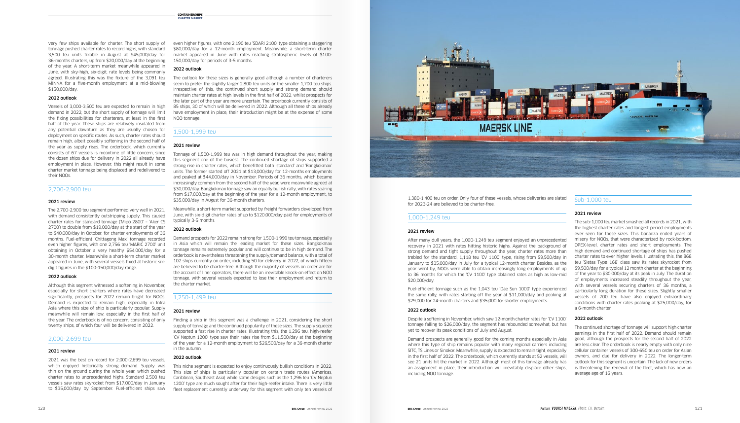very few ships available for charter. The short supply of tonnage pushed charter rates to record highs, with standard 3,500 teu units fixable in August at $45,000/day for 36-months charters, up from $20,000/day at the beginning of the year. A short-term market meanwhile appeared in June, with sky-high, six-digit, rate levels being commonly agreed. Illustrating this was the fixture of the 3,091 teu MINNA for a five-month employment at a mid-blowing $150,000/day.

#### 2022 outlook

Vessels of 3,000-3,500 teu are expected to remain in high demand in 2022, but the short supply of tonnage will limit the fixing possibilities for charterers, at least in the first half of the year. These ships are relatively insulated from any potential downturn as they are usually chosen for deployment on specific routes. As such, charter rates should remain high, albeit possibly softening in the second half of the year as supply rises. The orderbook, which currently consists of 67 vessels is meantime of little concern, since the dozen ships due for delivery in 2022 all already have employment in place. However, this might result in some charter market tonnage being displaced and redelivered to their NOOs.

### 2,700-2,900 teu

#### 2021 review

The 2,700-2,900 teu segment performed very well in 2021, with demand consistently outstripping supply. This caused charter rates for standard tonnage ('Mipo 2800' – 'Aker CS 2700') to double from $19,000/day at the start of the year to $40,000/day in October, for charter employments of 36 months. Fuel-efficient 'Chittagong Max' tonnage recorded even higher figures, with one 2,756 teu 'MARIC 2700' unit obtaining in October a very healthy $54,000/day for a 30-month charter. Meanwhile a short-term charter market appeared in June, with several vessels fixed at historic six-digit figures in the $100-150,000/day range.

#### 2022 outlook

Although this segment witnessed a softening in November, especially for short charters where rates have decreased significantly, prospects for 2022 remain bright for NOOs. Demand is expected to remain high, especially in Intra Asia where this size of ship is particularly popular. Supply meanwhile will remain low, especially in the first half of the year. The orderbook is of no concern, consisting of only twenty ships, of which four will be delivered in 2022.

### 2,000-2,699 teu

#### 2021 review

2021 was the best on record for 2,000-2,699 teu vessels, which enjoyed historically strong demand. Supply was thin on the ground during the whole year, which pushed charter rates to unprecedented highs. Standard 2,500 teu vessels saw rates skyrocket from $17,000/day in January to $35,000/day by September. Fuel-efficient ships saw even higher figures, with one 2,190 teu 'SDARI 2100' type obtaining a staggering $80,000/day for a 12-month employment. Meanwhile, a short-term charter market appeared in June with rates reaching stratospheric levels of $100-150,000/day for periods of 3-5 months.

#### 2022 outlook

The outlook for these sizes is generally good although a number of charterers seem to prefer the slightly larger 2,800 teu units or the smaller 1,700 teu ships. Irrespective of this, the continued short supply and strong demand should maintain charter rates at high levels in the first half of 2022, whilst prospects for the later part of the year are more uncertain. The orderbook currently consists of 85 ships, 30 of which will be delivered in 2022. Although all these ships already have employment in place, their introduction might be at the expense of some NOO tonnage.

### 1,500-1,999 teu

#### 2021 review

Tonnage of 1,500-1,999 teu was in high demand throughout the year, making this segment one of the busiest. The continued shortage of ships supported a strong rise in charter rates, which benefitted both 'standard' and 'Bangkokmax' units. The former started off 2021 at $13,000/day for 12-months employments and peaked at $44,000/day in November. Periods of 36 months, which became increasingly common from the second half of the year, were meanwhile agreed at $30,000/day. Bangkokmax tonnage saw an equally bullish rally, with rates soaring from $17,000/day at the beginning of the year for a 12-month employment, to $35,000/day in August for 36-month charters.

Meanwhile, a short-term market supported by freight forwarders developed from June, with six-digit charter rates of up to $120,000/day paid for employments of typically 3-5 months.

#### 2022 outlook

Demand prospects for 2022 remain strong for 1,500-1,999 teu tonnage, especially in Asia which will remain the leading market for these sizes. Bangkokmax tonnage remains extremely popular and will continue to be in high demand. The orderbook is nevertheless threatening the supply/demand balance, with a total of 102 ships currently on order, including 50 for delivery in 2022, of which fifteen are believed to be charter-free. Although the majority of vessels on order are for the account of liner operators, there will be an inevitable knock-on effect on NOO tonnage, with several vessels expected to lose their employment and return to the charter market.

### 1,250-1,499 teu

#### 2021 review

Finding a ship in this segment was a challenge in 2021, considering the short supply of tonnage and the continued popularity of these sizes. The supply squeeze supported a fast rise in charter rates. Illustrating this, the 1,296 teu, high-reefer 'CV Neptun 1200' type saw their rates rise from $11,500/day at the beginning of the year for a 12-month employment to $26,500/day for a 36-month charter in the autumn.

#### 2022 outlook

This niche segment is expected to enjoy continuously bullish conditions in 2022. This size of ships is particularly popular on certain trade routes (Americas, Caribbean, Southeast Asia) while some designs such as the 1,296 teu 'CV Neptun 1200' type are much sought after for their high-reefer intake. There is very little fleet replacement currently underway for this segment with only ten vessels of 1,380-1,400 teu on order. Only four of these vessels, whose deliveries are slated for 2023-24 are believed to be charter-free.

### 1,000-1,249 teu

#### 2021 review

After many dull years, the 1,000-1,249 teu segment enjoyed an unprecedented recovery in 2021 with rates hitting historic highs. Against the background of strong demand and tight supply throughout the year, charter rates more than trebled for the standard, 1,118 teu 'CV 1100' type, rising from $9,500/day in January to $35,000/day in July for a typical 12-month charter. Besides, as the year went by, NOOs were able to obtain increasingly long employments of up to 36 months for which the 'CV 1100' type obtained rates as high as mid $20,000/day.

Fuel-efficient tonnage such as the 1,043 teu 'Dae Sun 1000' type experienced the same rally, with rates starting off the year at $11,000/day and peaking at $29,000 for 24-month charters and $35,000 for shorter employments.

#### 2022 outlook

Despite a softening in November, which saw 12-month charter rates for 'CV 1100' tonnage falling to $26,000/day, the segment has rebounded somewhat, but has yet to recover its peak conditions of July and August.

Demand prospects are generally good for the coming months especially in Asia where this type of ship remains popular with many regional carriers including SITC, TS Lines or Sinokor. Meanwhile, supply is expected to remain tight, especially in the first half of 2022. The orderbook, which currently stands at 52 vessels, will see 21 units hit the market in 2022. Although most of this tonnage already has an assignment in place, their introduction will inevitably displace other ships, including NOO tonnage.

### Sub-1,000 teu

#### 2021 review

The sub-1,000 teu market smashed all records in 2021, with the highest charter rates and longest period employments ever seen for these sizes. This bonanza ended years of misery for NOOs, that were characterized by rock-bottom, OPEX-level, charter rates and short employments. The high demand and continued shortage of ships has pushed charter rates to ever higher levels. Illustrating this, the 868 teu 'Sietas Type 168' class saw its rates skyrocket from $9,500/day for a typical 12 month charter at the beginning of the year to $30,000/day at its peak in July. The duration of employments increased steadily throughout the year, with several vessels securing charters of 36 months, a particularly long duration for these sizes. Slightly smaller vessels of 700 teu have also enjoyed extraordinary conditions with charter rates peaking at $25,000/day, for a 6-month charter.

#### 2022 outlook

The continued shortage of tonnage will support high charter earnings in the first half of 2022. Demand should remain good, although the prospects for the second half of 2022 are less clear. The orderbook is nearly empty with only nine cellular container vessels of 300-650 teu on order for Asian owners, and due for delivery in 2022. The longer-term outlook for this segment is uncertain. The lack of new orders is threatening the renewal of the fleet, which has now an average age of 16 years.

Picture: *VUOKSI MAERSK* Photo: CH. Mercier.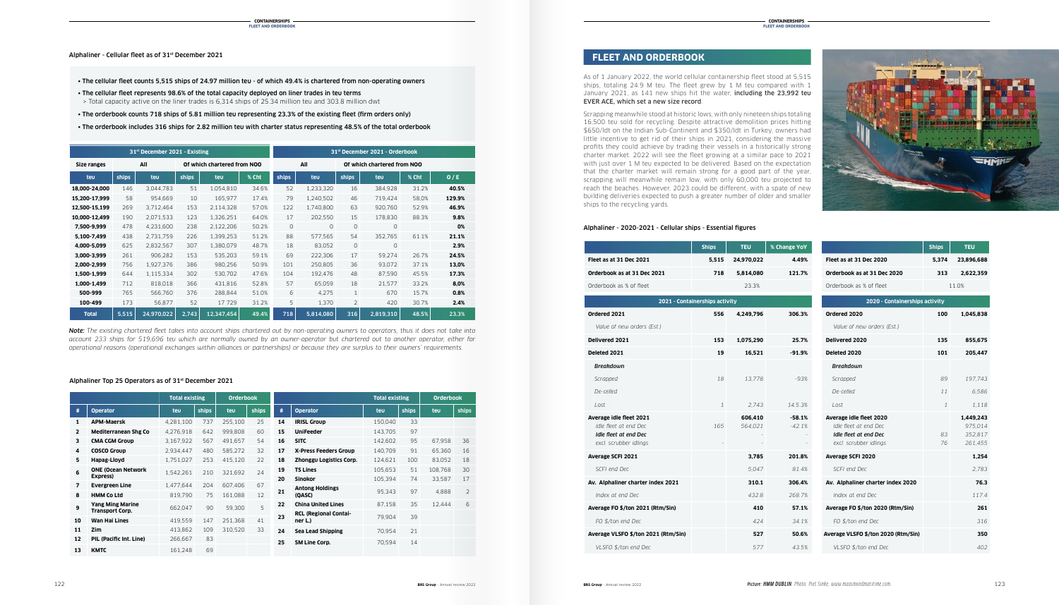## Alphaliner - Cellular fleet as of 31st December 2021

- The cellular fleet counts 5,515 ships of 24.97 million teu - of which 49.4% is chartered from non-operating owners
- The cellular fleet represents 98.6% of the total capacity deployed on liner trades in teu terms
  > Total capacity active on the liner trades is 6,314 ships of 25.34 million teu and 303.8 million dwt
- The orderbook counts 718 ships of 5.81 million teu representing 23.3% of the existing fleet (firm orders only)
- The orderbook includes 316 ships for 2.82 million teu with charter status representing 48.5% of the total orderbook

| | 31st December 2021 - Existing | | | | | 31st December 2021 - Orderbook | | | | | |
|---|---|---|---|---|---|---|---|---|---|---|---|
| Size ranges | All | | Of which chartered from NOO | | | All | | Of which chartered from NOO | | | |
| teu | ships | teu | ships | teu | % Cht | ships | teu | ships | teu | % Cht | O / E |
| 18,000-24,000 | 146 | 3,044,783 | 51 | 1,054,810 | 34.6% | 52 | 1,233,320 | 16 | 384,928 | 31.2% | 40.5% |
| 15,200-17,999 | 58 | 954,669 | 10 | 165,977 | 17.4% | 79 | 1,240,502 | 46 | 719,424 | 58.0% | 129.9% |
| 12,500-15,199 | 269 | 3,712,464 | 153 | 2,114,328 | 57.0% | 122 | 1,740,800 | 63 | 920,760 | 52.9% | 46.9% |
| 10,000-12,499 | 190 | 2,071,533 | 123 | 1,326,251 | 64.0% | 17 | 202,550 | 15 | 178,830 | 88.3% | 9.8% |
| 7,500-9,999 | 478 | 4,231,600 | 238 | 2,122,206 | 50.2% | 0 | 0 | 0 | 0 | | 0% |
| 5,100-7,499 | 438 | 2,731,759 | 226 | 1,399,253 | 51.2% | 88 | 577,565 | 54 | 352,765 | 61.1% | 21.1% |
| 4,000-5,099 | 625 | 2,832,567 | 307 | 1,380,079 | 48.7% | 18 | 83,052 | 0 | 0 | | 2.9% |
| 3,000-3,999 | 261 | 906,282 | 153 | 535,203 | 59.1% | 69 | 222,306 | 17 | 59,274 | 26.7% | 24.5% |
| 2,000-2,999 | 756 | 1,927,376 | 386 | 980,256 | 50.9% | 101 | 250,805 | 36 | 93,072 | 37.1% | 13.0% |
| 1,500-1,999 | 644 | 1,115,334 | 302 | 530,702 | 47.6% | 104 | 192,476 | 48 | 87,590 | 45.5% | 17.3% |
| 1,000-1,499 | 712 | 818,018 | 366 | 431,816 | 52.8% | 57 | 65,059 | 18 | 21,577 | 33.2% | 8.0% |
| 500-999 | 765 | 566,760 | 376 | 288,844 | 51.0% | 6 | 4,275 | 1 | 670 | 15.7% | 0.8% |
| 100-499 | 173 | 56,877 | 52 | 17 729 | 31.2% | 5 | 1,370 | 2 | 420 | 30.7% | 2.4% |
| Total | 5,515 | 24,970,022 | 2,743 | 12,347,454 | 49.4% | 718 | 5,814,080 | 316 | 2,819,310 | 48.5% | 23.3% |

*Note: The existing chartered fleet takes into account ships chartered out by non-operating owners to operators, thus it does not take into account 233 ships for 519,696 teu which are normally owned by an owner-operator but chartered out to another operator, either for operational reasons (operational exchanges within alliances or partnerships) or because they are surplus to their owners' requirements.*

## Alphaliner Top 25 Operators as of 31st December 2021

| | | Total existing | | Orderbook | |
|---|---|---|---|---|---|
| # | Operator | teu | ships | teu | ships |
| 1 | APM-Maersk | 4,281,100 | 737 | 255,100 | 25 |
| 2 | Mediterranean Shg Co | 4,276,918 | 642 | 999,808 | 60 |
| 3 | CMA CGM Group | 3,167,922 | 567 | 491,657 | 54 |
| 4 | COSCO Group | 2,934,447 | 480 | 585,272 | 32 |
| 5 | Hapag-Lloyd | 1,751,027 | 253 | 415,120 | 22 |
| 6 | ONE (Ocean Network Express) | 1,542,261 | 210 | 321,692 | 24 |
| 7 | Evergreen Line | 1,477,644 | 204 | 607,406 | 67 |
| 8 | HMM Co Ltd | 819,790 | 75 | 161,088 | 12 |
| 9 | Yang Ming Marine Transport Corp. | 662,047 | 90 | 59,300 | 5 |
| 10 | Wan Hai Lines | 419,559 | 147 | 251,368 | 41 |
| 11 | Zim | 413,862 | 109 | 310,520 | 33 |
| 12 | PIL (Pacific Int. Line) | 266,667 | 83 | | |
| 13 | KMTC | 161,248 | 69 | | |
| 14 | IRISL Group | 150,040 | 33 | | |
| 15 | UniFeeder | 143,705 | 97 | | |
| 16 | SITC | 142,602 | 95 | 67,958 | 36 |
| 17 | X-Press Feeders Group | 140,709 | 91 | 65,360 | 16 |
| 18 | Zhonggu Logistics Corp. | 124,621 | 100 | 83,052 | 18 |
| 19 | TS Lines | 105,653 | 51 | 108,768 | 30 |
| 20 | Sinokor | 105,394 | 74 | 33,587 | 17 |
| 21 | Antong Holdings (QASC) | 95,343 | 97 | 4,888 | 2 |
| 22 | China United Lines | 87,158 | 35 | 12,444 | 6 |
| 23 | RCL (Regional Container L.) | 79,904 | 39 | | |
| 24 | Sea Lead Shipping | 70,954 | 21 | | |
| 25 | SM Line Corp. | 70,594 | 14 | | |

## FLEET AND ORDERBOOK

As of 1 January 2022, the world cellular containership fleet stood at 5,515 ships, totaling 24.9 M teu. The fleet grew by 1 M teu compared with 1 January 2021, as 141 new ships hit the water, **including the 23,992 teu EVER ACE, which set a new size record**.

Scrapping meanwhile stood at historic lows, with only nineteen ships totaling 16,500 teu sold for recycling. Despite attractive demolition prices hitting $650/ldt on the Indian Sub-Continent and $350/ldt in Turkey, owners had little incentive to get rid of their ships in 2021, considering the massive profits they could achieve by trading their vessels in a historically strong charter market. 2022 will see the fleet growing at a similar pace to 2021 with just over 1 M teu expected to be delivered. Based on the expectation that the charter market will remain strong for a good part of the year, scrapping will meanwhile remain low, with only 60,000 teu projected to reach the beaches. However, 2023 could be different, with a spate of new building deliveries expected to push a greater number of older and smaller ships to the recycling yards.

Picture: *HMM DUBLIN*. Photo: Piet Sinke, www.maasmondmaritime.com.

## Alphaliner - 2020-2021 - Cellular ships - Essential figures

| | Ships | TEU | % Change YoY |
|---|---|---|---|
| Fleet as at 31 Dec 2021 | 5,515 | 24,970,022 | 4.49% |
| Orderbook as at 31 Dec 2021 | 718 | 5,814,080 | 121.7% |
| Orderbook as % of fleet | | 23.3% | |
| **2021 - Containerships activity** | | | |
| Ordered 2021 | 556 | 4,249,796 | 306.3% |
| *Value of new orders (Est.)* | | | |
| Delivered 2021 | 153 | 1,075,290 | 25.7% |
| Deleted 2021 | 19 | 16,521 | -91.9% |
| *Breakdown* | | | |
| *Scrapped* | 18 | 13,778 | -93% |
| *De-celled* | | | |
| *Lost* | 1 | 2,743 | 145.3% |
| Average idle fleet 2021 | | 606,410 | -58.1% |
| *Idle fleet at end Dec* | 165 | 564,021 | -42.1% |
| *Idle fleet at end Dec* | | - | - |
| *excl. scrubber idlings* | - | - | - |
| Average SCFI 2021 | | 3,785 | 201.8% |
| *SCFI end Dec* | | 5,047 | 81.4% |
| Av. Alphaliner charter index 2021 | | 310.1 | 306.4% |
| *Index at end Dec* | | 432.8 | 268.7% |
| Average FO $/ton 2021 (Rtm/Sin) | | 410 | 57.1% |
| *FO $/ton end Dec* | | 424 | 34.1% |
| Average VLSFO $/ton 2021 (Rtm/Sin) | | 527 | 50.6% |
| *VLSFO $/ton end Dec* | | 577 | 43.5% |

| | Ships | TEU |
|---|---|---|
| Fleet as at 31 Dec 2020 | 5,374 | 23,896,688 |
| Orderbook as at 31 Dec 2020 | 313 | 2,622,359 |
| Orderbook as % of fleet | | 11.0% |
| **2020 - Containerships activity** | | |
| Ordered 2020 | 100 | 1,045,838 |
| *Value of new orders (Est.)* | | |
| Delivered 2020 | 135 | 855,675 |
| Deleted 2020 | 101 | 205,447 |
| *Breakdown* | | |
| *Scrapped* | 89 | 197,743 |
| *De-celled* | 11 | 6,586 |
| *Lost* | 1 | 1,118 |
| Average idle fleet 2020 | | 1,449,243 |
| *Idle fleet at end Dec* | | 975,014 |
| *Idle fleet at end Dec* | 83 | 352,817 |
| *excl. scrubber idlings* | 76 | 261,455 |
| Average SCFI 2020 | | 1,254 |
| *SCFI end Dec* | | 2,783 |
| Av. Alphaliner charter index 2020 | | 76.3 |
| *Index at end Dec* | | 117.4 |
| Average FO $/ton 2020 (Rtm/Sin) | | 261 |
| *FO $/ton end Dec* | | 316 |
| Average VLSFO $/ton 2020 (Rtm/Sin) | | 350 |
| *VLSFO $/ton end Dec* | | 402 |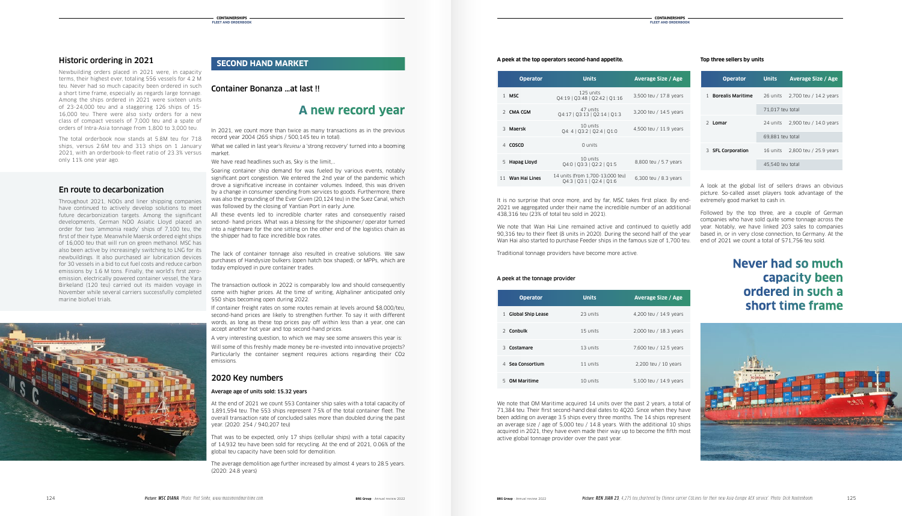## Historic ordering in 2021

Newbuilding orders placed in 2021 were, in capacity terms, their highest ever, totaling 556 vessels for 4.2 M teu. Never had so much capacity been ordered in such a short time frame, especially as regards large tonnage. Among the ships ordered in 2021 were sixteen units of 23-24,000 teu and a staggering 126 ships of 15-16,000 teu. There were also sixty orders for a new class of compact vessels of 7,000 teu and a spate of orders of Intra-Asia tonnage from 1,800 to 3,000 teu.

The total orderbook now stands at 5.8M teu for 718 ships, versus 2.6M teu and 313 ships on 1 January 2021, with an orderbook-to-fleet ratio of 23.3% versus only 11% one year ago.

## En route to decarbonization

Throughout 2021, NOOs and liner shipping companies have continued to actively develop solutions to meet future decarbonization targets. Among the significant developments, German NOO Asiatic Lloyd placed an order for two 'ammonia ready' ships of 7,100 teu, the first of their type. Meanwhile Maersk ordered eight ships of 16,000 teu that will run on green methanol. MSC has also been active by increasingly switching to LNG for its newbuildings. It also purchased air lubrication devices for 30 vessels in a bid to cut fuel costs and reduce carbon emissions by 1.6 M tons. Finally, the world's first zero-emission, electrically powered container vessel, the Yara Birkeland (120 teu) carried out its maiden voyage in November while several carriers successfully completed marine biofuel trials.

*Picture: MSC DIANA. Photo: Piet Sinke, www.maasmondmaritime.com.*

## SECOND HAND MARKET

### Container Bonanza ...at last !!

# A new record year

In 2021, we count more than twice as many transactions as in the previous record year 2004 (265 ships / 500,145 teu in total).

What we called in last year's *Review* a 'strong recovery' turned into a booming market.

We have read headlines such as, Sky is the limit,..

Soaring container ship demand for was fueled by various events, notably significant port congestion. We entered the 2nd year of the pandemic which drove a significative increase in container volumes. Indeed, this was driven by a change in consumer spending from services to goods. Furthermore, there was also the grounding of the Ever Given (20,124 teu) in the Suez Canal, which was followed by the closing of Yantian Port in early June.

All these events led to incredible charter rates and consequently raised second- hand prices. What was a blessing for the shipowner/ operator turned into a nightmare for the one sitting on the other end of the logistics chain as the shipper had to face incredible box rates.

The lack of container tonnage also resulted in creative solutions. We saw purchases of Handysize bulkers (open hatch box shaped), or MPPs, which are today employed in pure container trades.

The transaction outlook in 2022 is comparably low and should consequently come with higher prices. At the time of writing, Alphaliner anticipated only 550 ships becoming open during 2022.

If container freight rates on some routes remain at levels around $8,000/teu, second-hand prices are likely to strengthen further. To say it with different words, as long as these top prices pay off within less than a year, one can accept another hot year and top second-hand prices.

A very interesting question, to which we may see some answers this year is:

Will some of this freshly made money be re-invested into innovative projects? Particularly the container segment requires actions regarding their $CO_2$ emissions.

## 2020 Key numbers

#### Average age of units sold: 15.32 years

At the end of 2021 we count 553 Container ship sales with a total capacity of 1,891,594 teu. The 553 ships represent 7.5% of the total container fleet. The overall transaction rate of concluded sales more than doubled during the past year. (2020: 254 / 940,207 teu)

That was to be expected, only 17 ships (cellular ships) with a total capacity of 14,932 teu have been sold for recycling. At the end of 2021, 0.06% of the global teu capacity have been sold for demolition.

The average demolition age further increased by almost 4 years to 28.5 years. (2020: 24.8 years)

#### A peek at the top operators second-hand appetite.

| Operator | Units | Average Size / Age |
|---|---|---|
| 1 MSC | 125 units<br>Q4:19 \| Q3:48 \| Q2:42 \| Q1:16 | 3,500 teu / 17.8 years |
| 2 CMA CGM | 47 units<br>Q4:17 \| Q3:13 \| Q2:14 \| Q1:3 | 3,200 teu / 14.5 years |
| 3 Maersk | 10 units<br>Q4: 4 \| Q3:2 \| Q2:4 \| Q1:0 | 4,500 teu / 11.9 years |
| 4 COSCO | 0 units | |
| 5 Hapag Lloyd | 10 units<br>Q4:0 \| Q3:3 \| Q2:2 \| Q1:5 | 8,800 teu / 5.7 years |
| 11 Wan Hai Lines | 14 units (from 1,700-13,000 teu)<br>Q4:3 \| Q3:1 \| Q2:4 \| Q1:6 | 6,300 teu / 8.3 years |

It is no surprise that once more, and by far, MSC takes first place. By end-2021 we aggregated under their name the incredible number of an additional 438,316 teu (23% of total teu sold in 2021).

We note that Wan Hai Line remained active and continued to quietly add 90,316 teu to their fleet (8 units in 2020). During the second half of the year Wan Hai also started to purchase Feeder ships in the famous size of 1,700 teu.

Traditional tonnage providers have become more active.

#### A peek at the tonnage provider

| Operator | Units | Average Size / Age |
|---|---|---|
| 1 Global Ship Lease | 23 units | 4,200 teu / 14.9 years |
| 2 Conbulk | 15 units | 2,000 teu / 18.3 years |
| 3 Costamare | 13 units | 7,600 teu / 12.5 years |
| 4 Sea Consortium | 11 units | 2,200 teu / 10 years |
| 5 OM Maritime | 10 units | 5,100 teu / 14.9 years |

We note that OM Maritime acquired 14 units over the past 2 years, a total of 71,384 teu. Their first second-hand deal dates to 4Q20. Since when they have been adding on average 3.5 ships every three months. The 14 ships represent an average size / age of 5,000 teu / 14.8 years. With the additional 10 ships acquired in 2021, they have even made their way up to become the fifth most active global tonnage provider over the past year.

#### Top three sellers by units

| Operator | Units | Average Size / Age |
|---|---|---|
| 1 Borealis Maritime | 26 units | 2,700 teu / 14.2 years |
| | 71,017 teu total | |
| 2 Lomar | 24 units | 2,900 teu / 14.0 years |
| | 69,881 teu total | |
| 3 SFL Corporation | 16 units | 2,800 teu / 25.9 years |
| | 45,540 teu total | |

A look at the global list of sellers draws an obvious picture. So-called asset players took advantage of the extremely good market to cash in.

Followed by the top three, are a couple of German companies who have sold quite some tonnage across the year. Notably, we have linked 203 sales to companies based in, or in very close connection, to Germany. At the end of 2021 we count a total of 571,756 teu sold.

**Never had so much capacity been ordered in such a short time frame**

*Picture: REN JIAN 23, 4,275 teu chartered by Chinese carrier CULines for their new Asia-Europe AEX service'. Photo: Dick Nooteboom.*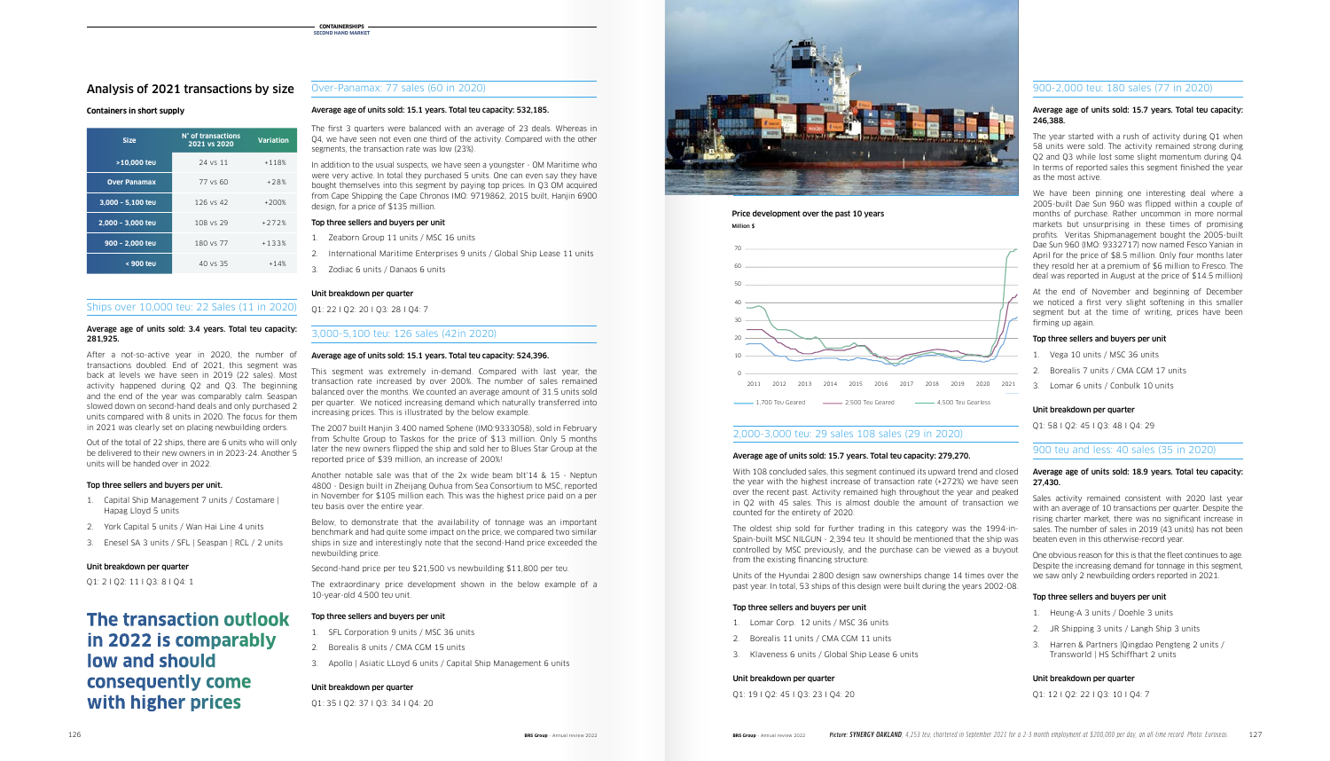## Analysis of 2021 transactions by size

**Containers in short supply**

| Size | N° of transactions 2021 vs 2020 | Variation |
|---|---|---|
| >10,000 teu | 24 vs 11 | +118% |
| Over Panamax | 77 vs 60 | +28% |
| 3,000 – 5,100 teu | 126 vs 42 | +200% |
| 2,000 – 3,000 teu | 108 vs 29 | +272% |
| 900 – 2,000 teu | 180 vs 77 | +133% |
| < 900 teu | 40 vs 35 | +14% |

### Ships over 10,000 teu: 22 Sales (11 in 2020)

**Average age of units sold: 3.4 years. Total teu capacity: 281,925.**

After a not-so-active year in 2020, the number of transactions doubled. End of 2021, this segment was back at levels we have seen in 2019 (22 sales). Most activity happened during Q2 and Q3. The beginning and the end of the year was comparably calm. Seaspan slowed down on second-hand deals and only purchased 2 units compared with 8 units in 2020. The focus for them in 2021 was clearly set on placing newbuilding orders.

Out of the total of 22 ships, there are 6 units who will only be delivered to their new owners in 2023-24. Another 5 units will be handed over in 2022.

**Top three sellers and buyers per unit.**

1. Capital Ship Management 7 units / Costamare | Hapag Lloyd 5 units
2. York Capital 5 units / Wan Hai Line 4 units
3. Enesel SA 3 units / SFL | Seaspan | RCL / 2 units

**Unit breakdown per quarter**

Q1: 2 I Q2: 11 I Q3: 8 I Q4: 1

**The transaction outlook in 2022 is comparably low and should consequently come with higher prices**

### Over-Panamax: 77 sales (60 in 2020)

**Average age of units sold: 15.1 years. Total teu capacity: 532,185.**

The first 3 quarters were balanced with an average of 23 deals. Whereas in Q4, we have seen not even one third of the activity. Compared with the other segments, the transaction rate was low (23%).

In addition to the usual suspects, we have seen a youngster - OM Maritime who were very active. In total they purchased 5 units. One can even say they have bought themselves into this segment by paying top prices. In Q3 OM acquired from Cape Shipping the Cape Chronos IMO: 9719862, 2015 built, Hanjin 6900 design, for a price of $135 million.

**Top three sellers and buyers per unit**

1. Zeaborn Group 11 units / MSC 16 units
2. International Maritime Enterprises 9 units / Global Ship Lease 11 units
3. Zodiac 6 units / Danaos 6 units

**Unit breakdown per quarter**

Q1: 22 I Q2: 20 I Q3: 28 I Q4: 7

### 3,000-5,100 teu: 126 sales (42in 2020)

**Average age of units sold: 15.1 years. Total teu capacity: 524,396.**

This segment was extremely in-demand. Compared with last year, the transaction rate increased by over 200%. The number of sales remained balanced over the months. We counted an average amount of 31.5 units sold per quarter. We noticed increasing demand which naturally transferred into increasing prices. This is illustrated by the below example.

The 2007 built Hanjin 3.400 named Sphene (IMO:9333058), sold in February from Schulte Group to Taskos for the price of $13 million. Only 5 months later the new owners flipped the ship and sold her to Blues Star Group at the reported price of $39 million, an increase of 200%!

Another notable sale was that of the 2x wide beam blt'14 & 15 - Neptun 4800 - Design built in Zheijang Ouhua from Sea Consortium to MSC, reported in November for $105 million each. This was the highest price paid on a per teu basis over the entire year.

Below, to demonstrate that the availability of tonnage was an important benchmark and had quite some impact on the price, we compared two similar ships in size and interestingly note that the second-Hand price exceeded the newbuilding price.

Second-hand price per teu $21,500 vs newbuilding $11,800 per teu.

The extraordinary price development shown in the below example of a 10-year-old 4.500 teu unit.

**Top three sellers and buyers per unit**

1. SFL Corporation 9 units / MSC 36 units
2. Borealis 8 units / CMA CGM 15 units
3. Apollo | Asiatic LLoyd 6 units / Capital Ship Management 6 units

**Unit breakdown per quarter**

Q1: 35 I Q2: 37 I Q3: 34 I Q4: 20

**Price development over the past 10 years**
Million $

70
60
50
40
30
20
10
0
2011 2012 2013 2014 2015 2016 2017 2018 2019 2020 2021
1,700 Teu Geared
2,500 Teu Geared
4,500 Teu Gearless

### 2,000-3,000 teu: 29 sales 108 sales (29 in 2020)

**Average age of units sold: 15.7 years. Total teu capacity: 279,270.**

With 108 concluded sales, this segment continued its upward trend and closed the year with the highest increase of transaction rate (+272%) we have seen over the recent past. Activity remained high throughout the year and peaked in Q2 with 45 sales. This is almost double the amount of transaction we counted for the entirety of 2020.

The oldest ship sold for further trading in this category was the 1994-in-Spain-built MSC NILGUN - 2,394 teu. It should be mentioned that the ship was controlled by MSC previously, and the purchase can be viewed as a buyout from the existing financing structure.

Units of the Hyundai 2.800 design saw ownerships change 14 times over the past year. In total, 53 ships of this design were built during the years 2002-08.

**Top three sellers and buyers per unit**

1. Lomar Corp. 12 units / MSC 36 units
2. Borealis 11 units / CMA CGM 11 units
3. Klaveness 6 units / Global Ship Lease 6 units

**Unit breakdown per quarter**

Q1: 19 I Q2: 45 I Q3: 23 I Q4: 20

### 900-2,000 teu: 180 sales (77 in 2020)

**Average age of units sold: 15.7 years. Total teu capacity: 246,388.**

The year started with a rush of activity during Q1 when 58 units were sold. The activity remained strong during Q2 and Q3 while lost some slight momentum during Q4. In terms of reported sales this segment finished the year as the most active.

We have been pinning one interesting deal where a 2005-built Dae Sun 960 was flipped within a couple of months of purchase. Rather uncommon in more normal markets but unsurprising in these times of promising profits. Veritas Shipmanagement bought the 2005-built Dae Sun 960 (IMO: 9332717) now named Fesco Yanian in April for the price of $8.5 million. Only four months later they resold her at a premium of $6 million to Fresco. The deal was reported in August at the price of $14.5 million)

At the end of November and beginning of December we noticed a first very slight softening in this smaller segment but at the time of writing, prices have been firming up again.

**Top three sellers and buyers per unit**

1. Vega 10 units / MSC 36 units
2. Borealis 7 units / CMA CGM 17 units
3. Lomar 6 units / Conbulk 10 units

**Unit breakdown per quarter**

Q1: 58 I Q2: 45 I Q3: 48 I Q4: 29

### 900 teu and less: 40 sales (35 in 2020)

**Average age of units sold: 18.9 years. Total teu capacity: 27,430.**

Sales activity remained consistent with 2020 last year with an average of 10 transactions per quarter. Despite the rising charter market, there was no significant increase in sales. The number of sales in 2019 (43 units) has not been beaten even in this otherwise-record year.

One obvious reason for this is that the fleet continues to age. Despite the increasing demand for tonnage in this segment, we saw only 2 newbuilding orders reported in 2021.

**Top three sellers and buyers per unit**

1. Heung-A 3 units / Doehle 3 units
2. JR Shipping 3 units / Langh Ship 3 units
3. Harren & Partners |Qingdao Pengteng 2 units / Transworld | HS Schiffhart 2 units

**Unit breakdown per quarter**

Q1: 12 I Q2: 22 I Q3: 10 I Q4: 7

*Picture: **SYNERGY OAKLAND**, 4,253 teu, chartered in September 2021 for a 2-3 month employment at $200,000 per day, an all-time record. Photo: Euroseas*